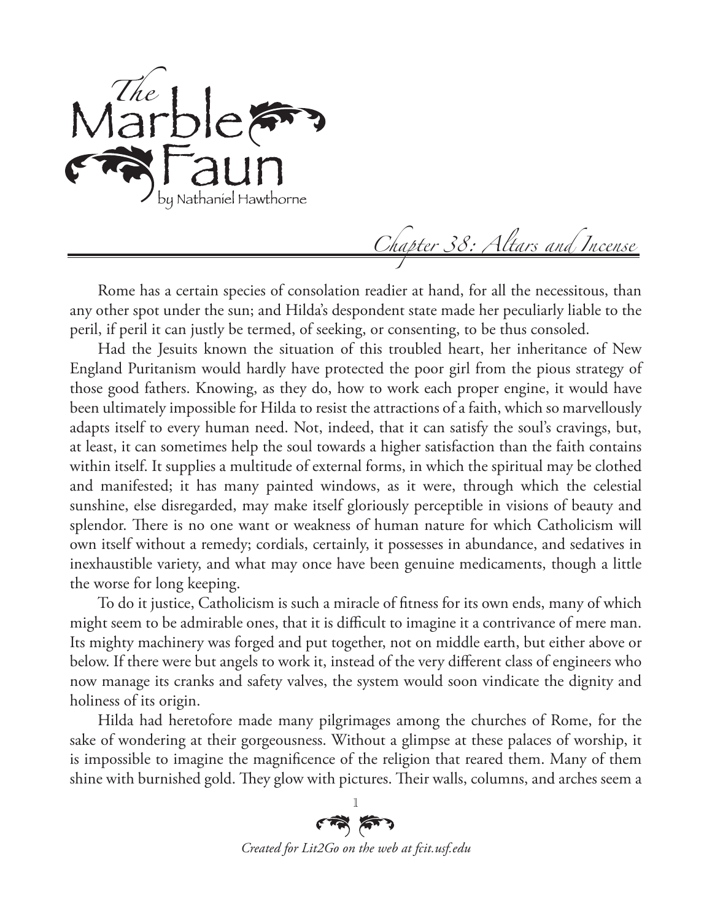# The Marble Faun

by Nathaniel Hawthorne

## Chapter 38: Altars and Incense

Rome has a certain species of consolation readier at hand, for all the necessitous, than any other spot under the sun; and Hilda's despondent state made her peculiarly liable to the peril, if peril it can justly be termed, of seeking, or consenting, to be thus consoled.

Had the Jesuits known the situation of this troubled heart, her inheritance of New England Puritanism would hardly have protected the poor girl from the pious strategy of those good fathers. Knowing, as they do, how to work each proper engine, it would have been ultimately impossible for Hilda to resist the attractions of a faith, which so marvellously adapts itself to every human need. Not, indeed, that it can satisfy the soul's cravings, but, at least, it can sometimes help the soul towards a higher satisfaction than the faith contains within itself. It supplies a multitude of external forms, in which the spiritual may be clothed and manifested; it has many painted windows, as it were, through which the celestial sunshine, else disregarded, may make itself gloriously perceptible in visions of beauty and splendor. There is no one want or weakness of human nature for which Catholicism will own itself without a remedy; cordials, certainly, it possesses in abundance, and sedatives in inexhaustible variety, and what may once have been genuine medicaments, though a little the worse for long keeping.

To do it justice, Catholicism is such a miracle of fitness for its own ends, many of which might seem to be admirable ones, that it is difficult to imagine it a contrivance of mere man. Its mighty machinery was forged and put together, not on middle earth, but either above or below. If there were but angels to work it, instead of the very different class of engineers who now manage its cranks and safety valves, the system would soon vindicate the dignity and holiness of its origin.

Hilda had heretofore made many pilgrimages among the churches of Rome, for the sake of wondering at their gorgeousness. Without a glimpse at these palaces of worship, it is impossible to imagine the magnificence of the religion that reared them. Many of them shine with burnished gold. They glow with pictures. Their walls, columns, and arches seem a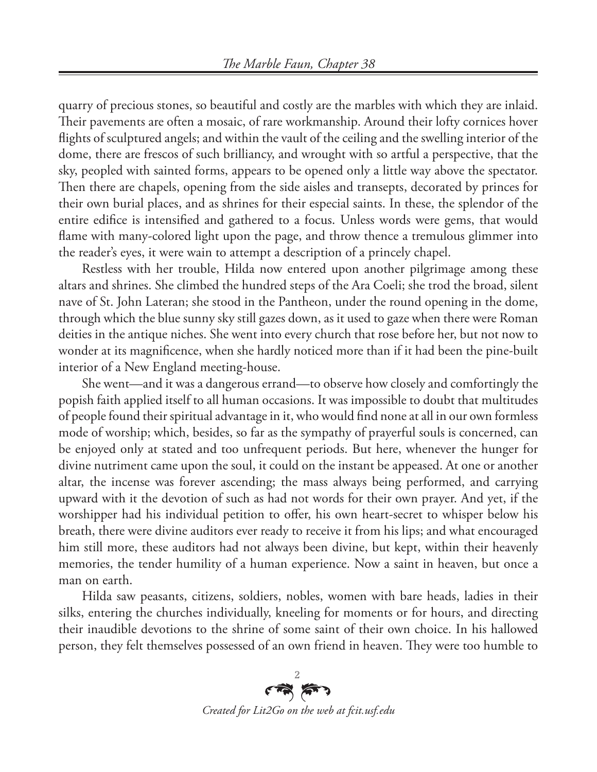quarry of precious stones, so beautiful and costly are the marbles with which they are inlaid. Their pavements are often a mosaic, of rare workmanship. Around their lofty cornices hover flights of sculptured angels; and within the vault of the ceiling and the swelling interior of the dome, there are frescos of such brilliancy, and wrought with so artful a perspective, that the sky, peopled with sainted forms, appears to be opened only a little way above the spectator. Then there are chapels, opening from the side aisles and transepts, decorated by princes for their own burial places, and as shrines for their especial saints. In these, the splendor of the entire edifice is intensified and gathered to a focus. Unless words were gems, that would flame with many-colored light upon the page, and throw thence a tremulous glimmer into the reader's eyes, it were wain to attempt a description of a princely chapel.

Restless with her trouble, Hilda now entered upon another pilgrimage among these altars and shrines. She climbed the hundred steps of the Ara Coeli; she trod the broad, silent nave of St. John Lateran; she stood in the Pantheon, under the round opening in the dome, through which the blue sunny sky still gazes down, as it used to gaze when there were Roman deities in the antique niches. She went into every church that rose before her, but not now to wonder at its magnificence, when she hardly noticed more than if it had been the pine-built interior of a New England meeting-house.

She went—and it was a dangerous errand—to observe how closely and comfortingly the popish faith applied itself to all human occasions. It was impossible to doubt that multitudes of people found their spiritual advantage in it, who would find none at all in our own formless mode of worship; which, besides, so far as the sympathy of prayerful souls is concerned, can be enjoyed only at stated and too unfrequent periods. But here, whenever the hunger for divine nutriment came upon the soul, it could on the instant be appeased. At one or another altar, the incense was forever ascending; the mass always being performed, and carrying upward with it the devotion of such as had not words for their own prayer. And yet, if the worshipper had his individual petition to offer, his own heart-secret to whisper below his breath, there were divine auditors ever ready to receive it from his lips; and what encouraged him still more, these auditors had not always been divine, but kept, within their heavenly memories, the tender humility of a human experience. Now a saint in heaven, but once a man on earth.

Hilda saw peasants, citizens, soldiers, nobles, women with bare heads, ladies in their silks, entering the churches individually, kneeling for moments or for hours, and directing their inaudible devotions to the shrine of some saint of their own choice. In his hallowed person, they felt themselves possessed of an own friend in heaven. They were too humble to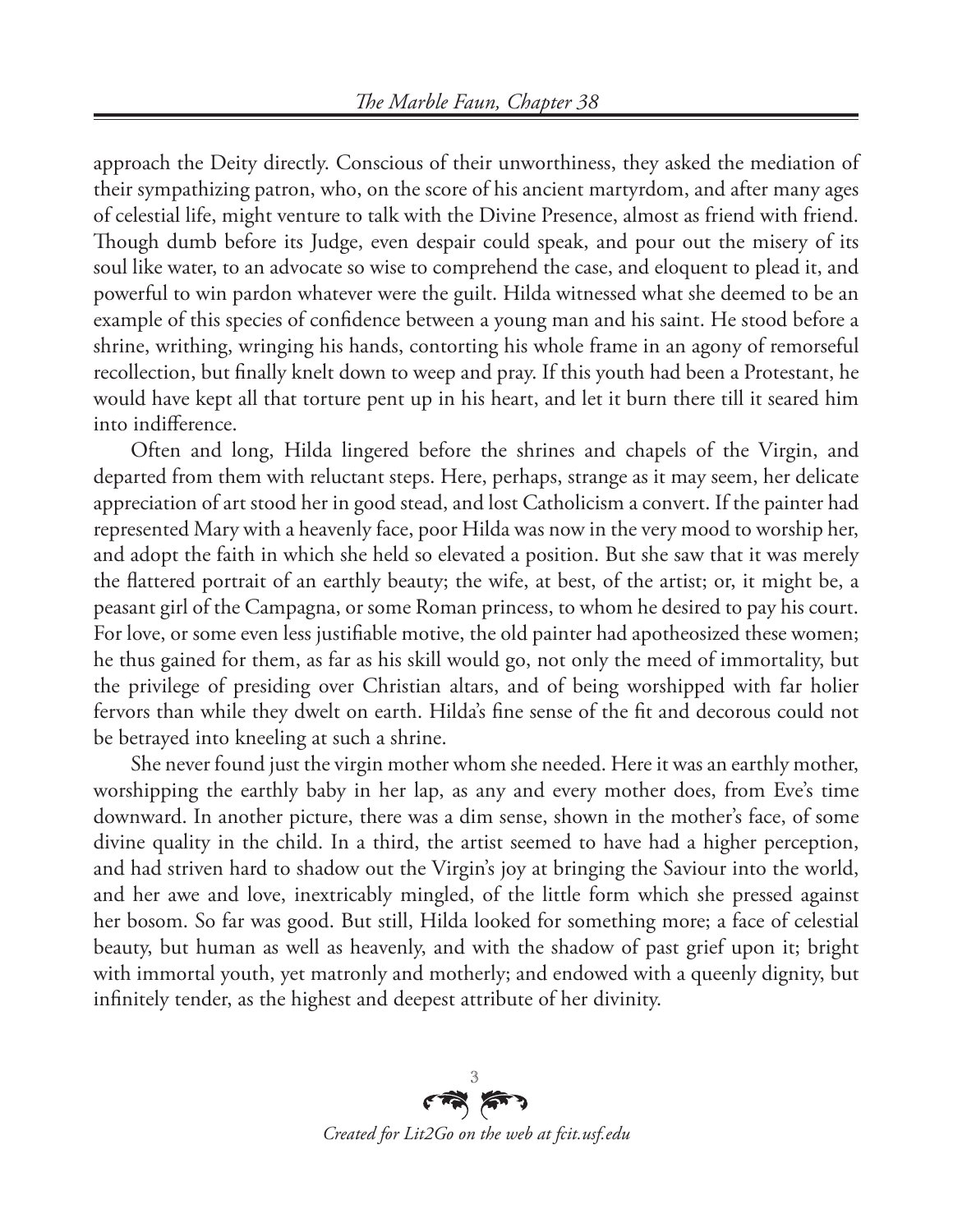approach the Deity directly. Conscious of their unworthiness, they asked the mediation of their sympathizing patron, who, on the score of his ancient martyrdom, and after many ages of celestial life, might venture to talk with the Divine Presence, almost as friend with friend. Though dumb before its Judge, even despair could speak, and pour out the misery of its soul like water, to an advocate so wise to comprehend the case, and eloquent to plead it, and powerful to win pardon whatever were the guilt. Hilda witnessed what she deemed to be an example of this species of confidence between a young man and his saint. He stood before a shrine, writhing, wringing his hands, contorting his whole frame in an agony of remorseful recollection, but finally knelt down to weep and pray. If this youth had been a Protestant, he would have kept all that torture pent up in his heart, and let it burn there till it seared him into indifference.

Often and long, Hilda lingered before the shrines and chapels of the Virgin, and departed from them with reluctant steps. Here, perhaps, strange as it may seem, her delicate appreciation of art stood her in good stead, and lost Catholicism a convert. If the painter had represented Mary with a heavenly face, poor Hilda was now in the very mood to worship her, and adopt the faith in which she held so elevated a position. But she saw that it was merely the flattered portrait of an earthly beauty; the wife, at best, of the artist; or, it might be, a peasant girl of the Campagna, or some Roman princess, to whom he desired to pay his court. For love, or some even less justifiable motive, the old painter had apotheosized these women; he thus gained for them, as far as his skill would go, not only the meed of immortality, but the privilege of presiding over Christian altars, and of being worshipped with far holier fervors than while they dwelt on earth. Hilda's fine sense of the fit and decorous could not be betrayed into kneeling at such a shrine.

She never found just the virgin mother whom she needed. Here it was an earthly mother, worshipping the earthly baby in her lap, as any and every mother does, from Eve's time downward. In another picture, there was a dim sense, shown in the mother's face, of some divine quality in the child. In a third, the artist seemed to have had a higher perception, and had striven hard to shadow out the Virgin's joy at bringing the Saviour into the world, and her awe and love, inextricably mingled, of the little form which she pressed against her bosom. So far was good. But still, Hilda looked for something more; a face of celestial beauty, but human as well as heavenly, and with the shadow of past grief upon it; bright with immortal youth, yet matronly and motherly; and endowed with a queenly dignity, but infinitely tender, as the highest and deepest attribute of her divinity.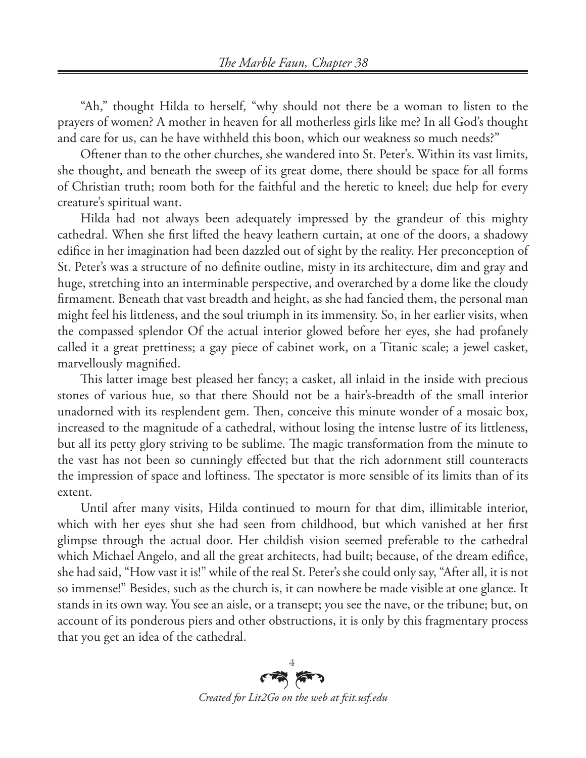"Ah," thought Hilda to herself, "why should not there be a woman to listen to the prayers of women? A mother in heaven for all motherless girls like me? In all God's thought and care for us, can he have withheld this boon, which our weakness so much needs?"

Oftener than to the other churches, she wandered into St. Peter's. Within its vast limits, she thought, and beneath the sweep of its great dome, there should be space for all forms of Christian truth; room both for the faithful and the heretic to kneel; due help for every creature's spiritual want.

Hilda had not always been adequately impressed by the grandeur of this mighty cathedral. When she first lifted the heavy leathern curtain, at one of the doors, a shadowy edifice in her imagination had been dazzled out of sight by the reality. Her preconception of St. Peter's was a structure of no definite outline, misty in its architecture, dim and gray and huge, stretching into an interminable perspective, and overarched by a dome like the cloudy firmament. Beneath that vast breadth and height, as she had fancied them, the personal man might feel his littleness, and the soul triumph in its immensity. So, in her earlier visits, when the compassed splendor Of the actual interior glowed before her eyes, she had profanely called it a great prettiness; a gay piece of cabinet work, on a Titanic scale; a jewel casket, marvellously magnified.

This latter image best pleased her fancy; a casket, all inlaid in the inside with precious stones of various hue, so that there Should not be a hair's-breadth of the small interior unadorned with its resplendent gem. Then, conceive this minute wonder of a mosaic box, increased to the magnitude of a cathedral, without losing the intense lustre of its littleness, but all its petty glory striving to be sublime. The magic transformation from the minute to the vast has not been so cunningly effected but that the rich adornment still counteracts the impression of space and loftiness. The spectator is more sensible of its limits than of its extent.

Until after many visits, Hilda continued to mourn for that dim, illimitable interior, which with her eyes shut she had seen from childhood, but which vanished at her first glimpse through the actual door. Her childish vision seemed preferable to the cathedral which Michael Angelo, and all the great architects, had built; because, of the dream edifice, she had said, "How vast it is!" while of the real St. Peter's she could only say, "After all, it is not so immense!" Besides, such as the church is, it can nowhere be made visible at one glance. It stands in its own way. You see an aisle, or a transept; you see the nave, or the tribune; but, on account of its ponderous piers and other obstructions, it is only by this fragmentary process that you get an idea of the cathedral.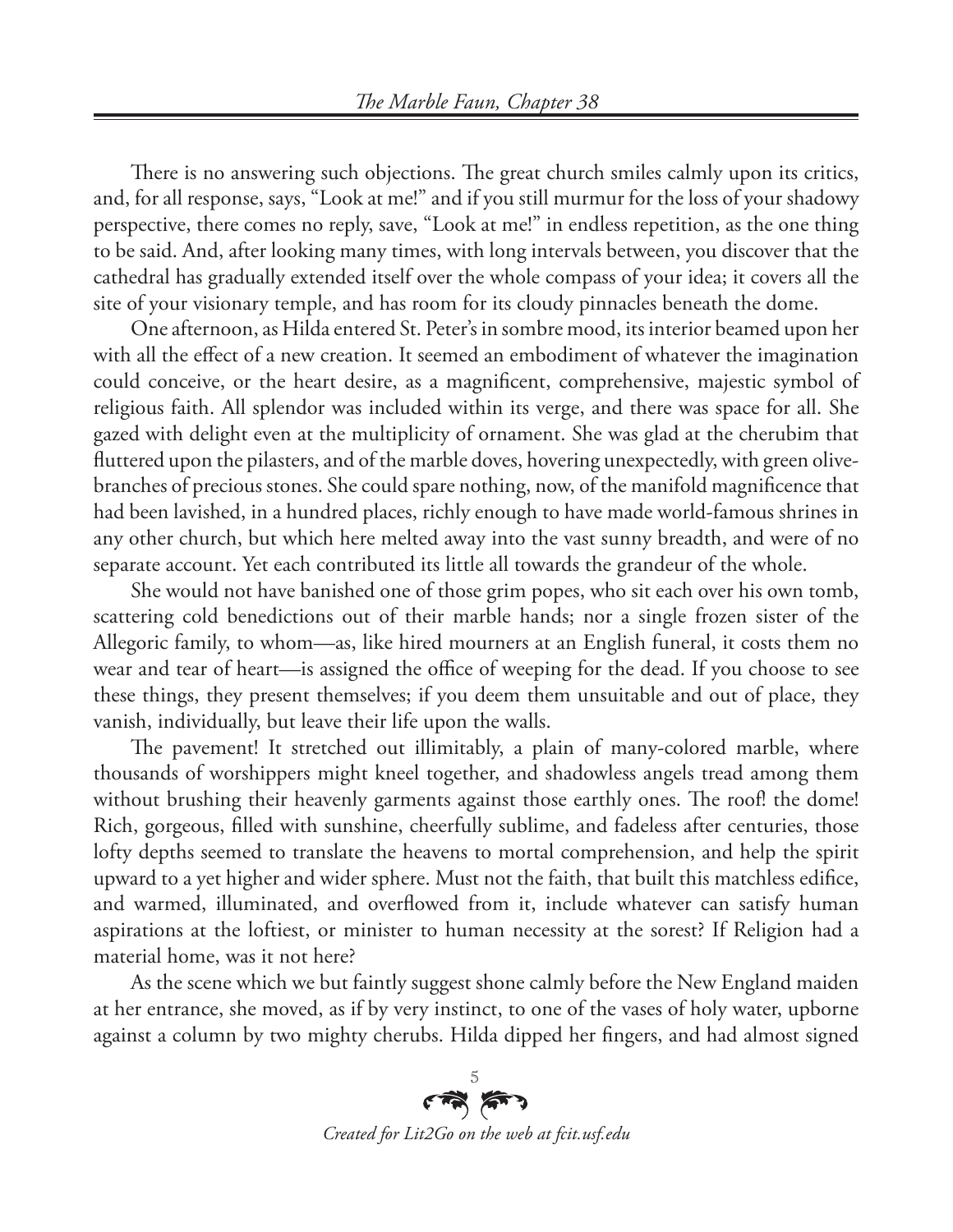There is no answering such objections. The great church smiles calmly upon its critics, and, for all response, says, "Look at me!" and if you still murmur for the loss of your shadowy perspective, there comes no reply, save, "Look at me!" in endless repetition, as the one thing to be said. And, after looking many times, with long intervals between, you discover that the cathedral has gradually extended itself over the whole compass of your idea; it covers all the site of your visionary temple, and has room for its cloudy pinnacles beneath the dome.

One afternoon, as Hilda entered St. Peter's in sombre mood, its interior beamed upon her with all the effect of a new creation. It seemed an embodiment of whatever the imagination could conceive, or the heart desire, as a magnificent, comprehensive, majestic symbol of religious faith. All splendor was included within its verge, and there was space for all. She gazed with delight even at the multiplicity of ornament. She was glad at the cherubim that fluttered upon the pilasters, and of the marble doves, hovering unexpectedly, with green olive-branches of precious stones. She could spare nothing, now, of the manifold magnificence that had been lavished, in a hundred places, richly enough to have made world-famous shrines in any other church, but which here melted away into the vast sunny breadth, and were of no separate account. Yet each contributed its little all towards the grandeur of the whole.

She would not have banished one of those grim popes, who sit each over his own tomb, scattering cold benedictions out of their marble hands; nor a single frozen sister of the Allegoric family, to whom—as, like hired mourners at an English funeral, it costs them no wear and tear of heart—is assigned the office of weeping for the dead. If you choose to see these things, they present themselves; if you deem them unsuitable and out of place, they vanish, individually, but leave their life upon the walls.

The pavement! It stretched out illimitably, a plain of many-colored marble, where thousands of worshippers might kneel together, and shadowless angels tread among them without brushing their heavenly garments against those earthly ones. The roof! the dome! Rich, gorgeous, filled with sunshine, cheerfully sublime, and fadeless after centuries, those lofty depths seemed to translate the heavens to mortal comprehension, and help the spirit upward to a yet higher and wider sphere. Must not the faith, that built this matchless edifice, and warmed, illuminated, and overflowed from it, include whatever can satisfy human aspirations at the loftiest, or minister to human necessity at the sorest? If Religion had a material home, was it not here?

As the scene which we but faintly suggest shone calmly before the New England maiden at her entrance, she moved, as if by very instinct, to one of the vases of holy water, upborne against a column by two mighty cherubs. Hilda dipped her fingers, and had almost signed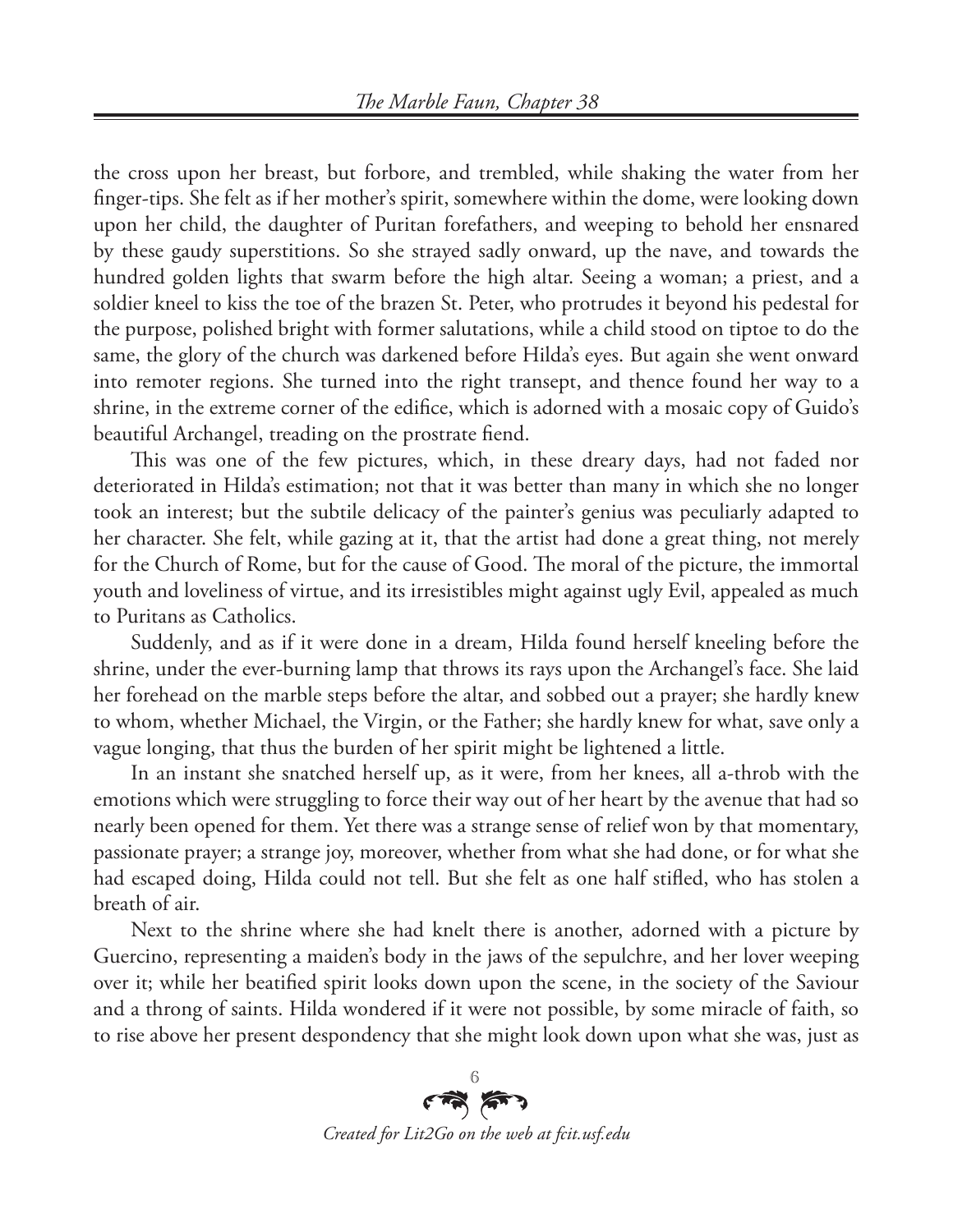the cross upon her breast, but forbore, and trembled, while shaking the water from her finger-tips. She felt as if her mother's spirit, somewhere within the dome, were looking down upon her child, the daughter of Puritan forefathers, and weeping to behold her ensnared by these gaudy superstitions. So she strayed sadly onward, up the nave, and towards the hundred golden lights that swarm before the high altar. Seeing a woman; a priest, and a soldier kneel to kiss the toe of the brazen St. Peter, who protrudes it beyond his pedestal for the purpose, polished bright with former salutations, while a child stood on tiptoe to do the same, the glory of the church was darkened before Hilda's eyes. But again she went onward into remoter regions. She turned into the right transept, and thence found her way to a shrine, in the extreme corner of the edifice, which is adorned with a mosaic copy of Guido's beautiful Archangel, treading on the prostrate fiend.

This was one of the few pictures, which, in these dreary days, had not faded nor deteriorated in Hilda's estimation; not that it was better than many in which she no longer took an interest; but the subtile delicacy of the painter's genius was peculiarly adapted to her character. She felt, while gazing at it, that the artist had done a great thing, not merely for the Church of Rome, but for the cause of Good. The moral of the picture, the immortal youth and loveliness of virtue, and its irresistibles might against ugly Evil, appealed as much to Puritans as Catholics.

Suddenly, and as if it were done in a dream, Hilda found herself kneeling before the shrine, under the ever-burning lamp that throws its rays upon the Archangel's face. She laid her forehead on the marble steps before the altar, and sobbed out a prayer; she hardly knew to whom, whether Michael, the Virgin, or the Father; she hardly knew for what, save only a vague longing, that thus the burden of her spirit might be lightened a little.

In an instant she snatched herself up, as it were, from her knees, all a-throb with the emotions which were struggling to force their way out of her heart by the avenue that had so nearly been opened for them. Yet there was a strange sense of relief won by that momentary, passionate prayer; a strange joy, moreover, whether from what she had done, or for what she had escaped doing, Hilda could not tell. But she felt as one half stifled, who has stolen a breath of air.

Next to the shrine where she had knelt there is another, adorned with a picture by Guercino, representing a maiden's body in the jaws of the sepulchre, and her lover weeping over it; while her beatified spirit looks down upon the scene, in the society of the Saviour and a throng of saints. Hilda wondered if it were not possible, by some miracle of faith, so to rise above her present despondency that she might look down upon what she was, just as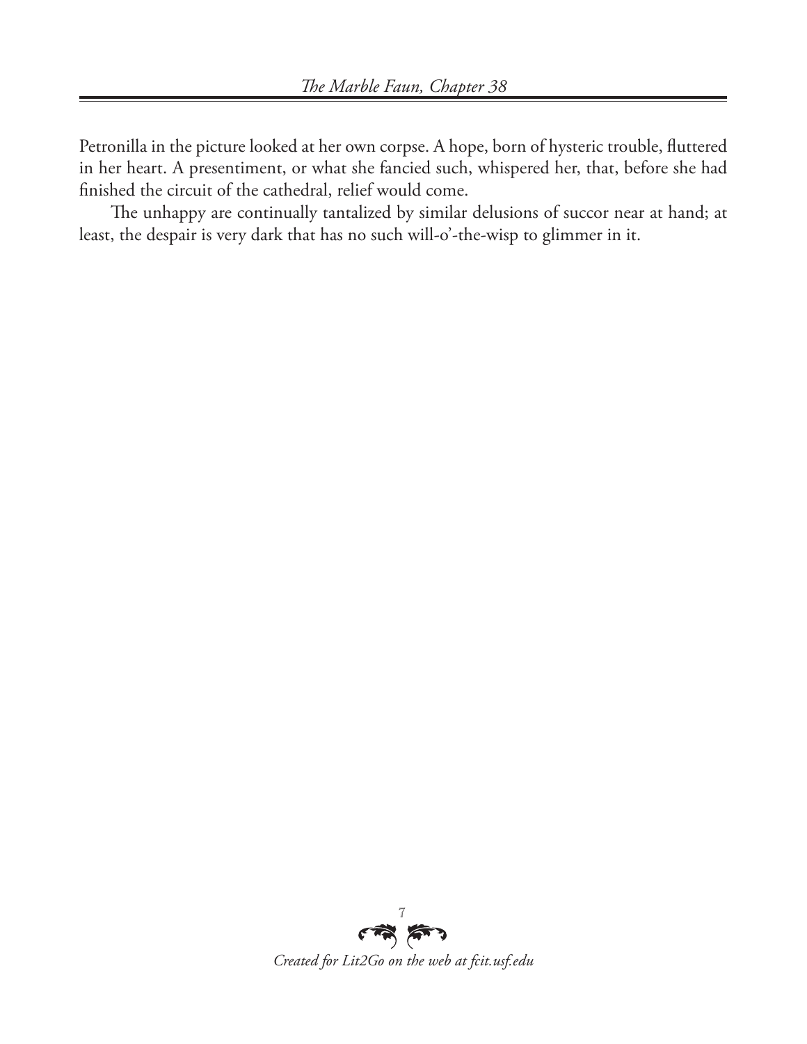Petronilla in the picture looked at her own corpse. A hope, born of hysteric trouble, fluttered in her heart. A presentiment, or what she fancied such, whispered her, that, before she had finished the circuit of the cathedral, relief would come.

The unhappy are continually tantalized by similar delusions of succor near at hand; at least, the despair is very dark that has no such will-o'-the-wisp to glimmer in it.